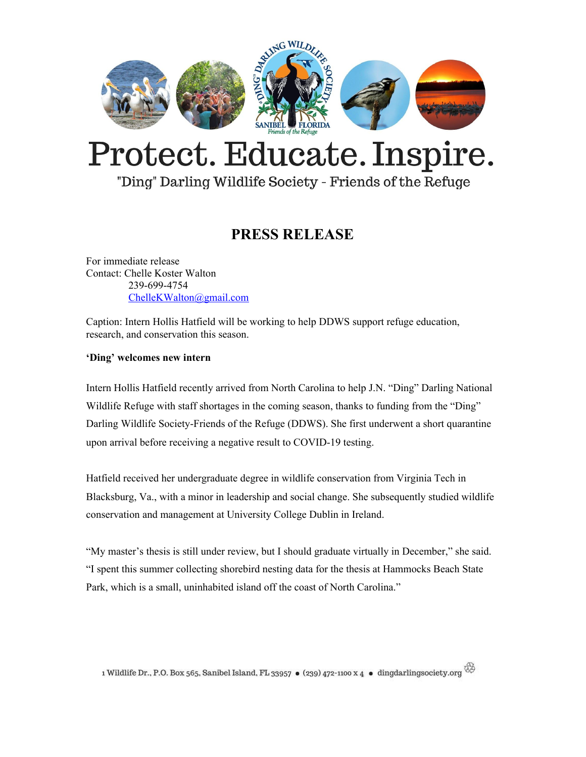# Protect. Educate. Inspire.

"Ding" Darling Wildlife Society - Friends of the Refuge

## PRESS RELEASE

For immediate release
Contact: Chelle Koster Walton
239-699-4754
ChelleKWalton@gmail.com

Caption: Intern Hollis Hatfield will be working to help DDWS support refuge education, research, and conservation this season.

**'Ding' welcomes new intern**

Intern Hollis Hatfield recently arrived from North Carolina to help J.N. "Ding" Darling National Wildlife Refuge with staff shortages in the coming season, thanks to funding from the "Ding" Darling Wildlife Society-Friends of the Refuge (DDWS). She first underwent a short quarantine upon arrival before receiving a negative result to COVID-19 testing.

Hatfield received her undergraduate degree in wildlife conservation from Virginia Tech in Blacksburg, Va., with a minor in leadership and social change. She subsequently studied wildlife conservation and management at University College Dublin in Ireland.

"My master's thesis is still under review, but I should graduate virtually in December," she said. "I spent this summer collecting shorebird nesting data for the thesis at Hammocks Beach State Park, which is a small, uninhabited island off the coast of North Carolina."

1 Wildlife Dr., P.O. Box 565, Sanibel Island, FL 33957 • (239) 472-1100 x 4 • dingdarlingsociety.org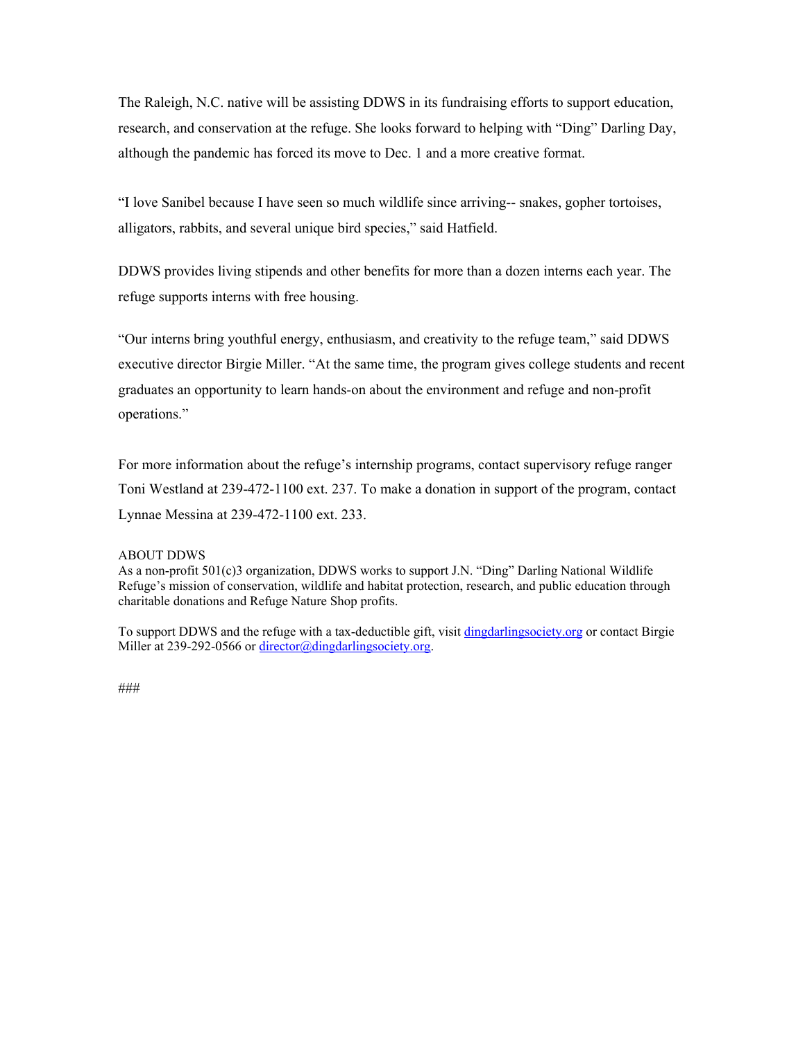The Raleigh, N.C. native will be assisting DDWS in its fundraising efforts to support education, research, and conservation at the refuge. She looks forward to helping with "Ding" Darling Day, although the pandemic has forced its move to Dec. 1 and a more creative format.

"I love Sanibel because I have seen so much wildlife since arriving-- snakes, gopher tortoises, alligators, rabbits, and several unique bird species," said Hatfield.

DDWS provides living stipends and other benefits for more than a dozen interns each year. The refuge supports interns with free housing.

"Our interns bring youthful energy, enthusiasm, and creativity to the refuge team," said DDWS executive director Birgie Miller. "At the same time, the program gives college students and recent graduates an opportunity to learn hands-on about the environment and refuge and non-profit operations."

For more information about the refuge's internship programs, contact supervisory refuge ranger Toni Westland at 239-472-1100 ext. 237. To make a donation in support of the program, contact Lynnae Messina at 239-472-1100 ext. 233.

ABOUT DDWS
As a non-profit 501(c)3 organization, DDWS works to support J.N. "Ding" Darling National Wildlife Refuge's mission of conservation, wildlife and habitat protection, research, and public education through charitable donations and Refuge Nature Shop profits.

To support DDWS and the refuge with a tax-deductible gift, visit [dingdarlingsociety.org](dingdarlingsociety.org) or contact Birgie Miller at 239-292-0566 or [director@dingdarlingsociety.org](mailto:director@dingdarlingsociety.org).

###